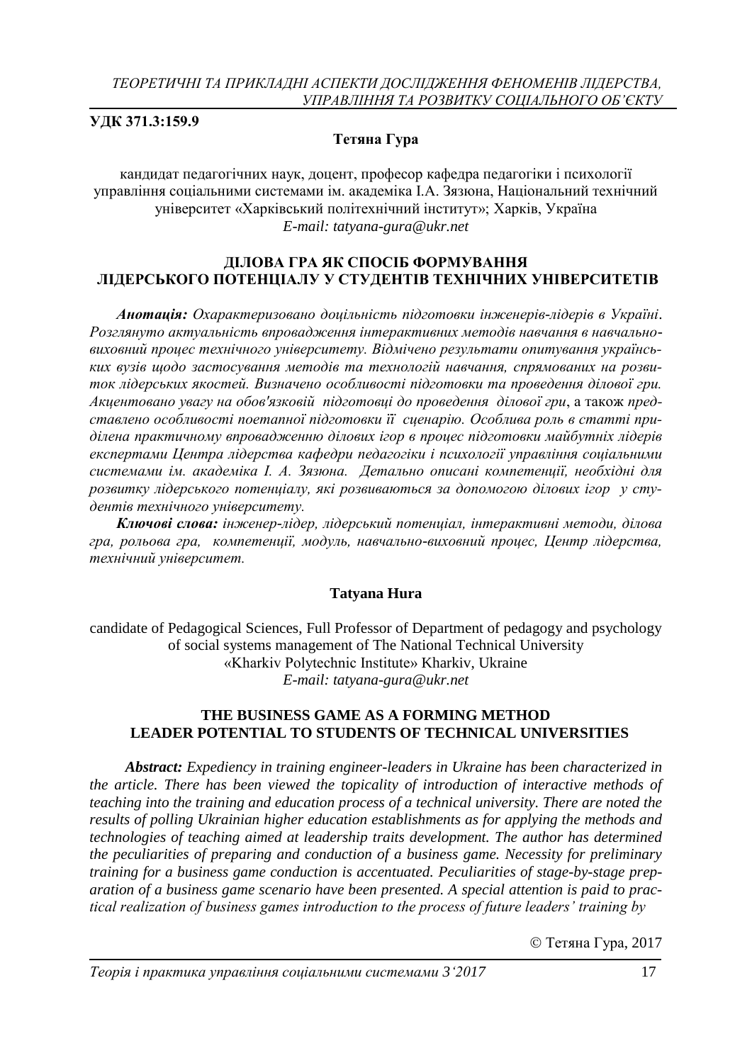**УДК 371.3:159.9**

**Тетяна Гура**

кандидат педагогічних наук, доцент, професор кафедра педагогіки і психології управління соціальними системами ім. академіка І.А. Зязюна, Національний технічний університет «Харківський політехнічний інститут»; Харків, Україна
*E-mail: tatyana-gura@ukr.net*

# ДІЛОВА ГРА ЯК СПОСІБ ФОРМУВАННЯ ЛІДЕРСЬКОГО ПОТЕНЦІАЛУ У СТУДЕНТІВ ТЕХНІЧНИХ УНІВЕРСИТЕТІВ

***Анотація:*** *Охарактеризовано доцільність підготовки інженерів-лідерів в Україні. Розглянуто актуальність впровадження інтерактивних методів навчання в навчально-виховний процес технічного університету. Відмічено результати опитування українських вузів щодо застосування методів та технологій навчання, спрямованих на розвиток лідерських якостей. Визначено особливості підготовки та проведення ділової гри. Акцентовано увагу на обов'язковій підготовці до проведення ділової гри*, а також *представлено особливості поетапної підготовки її сценарію. Особлива роль в статті приділена практичному впровадженню ділових ігор в процес підготовки майбутніх лідерів експертами Центра лідерства кафедри педагогіки і психології управління соціальними системами ім. академіка І. А. Зязюна. Детально описані компетенції, необхідні для розвитку лідерського потенціалу, які розвиваються за допомогою ділових ігор у студентів технічного університету.*

***Ключові слова:*** *інженер-лідер, лідерський потенціал, інтерактивні методи, ділова гра, рольова гра, компетенції, модуль, навчально-виховний процес, Центр лідерства, технічний університет.*

**Tatyana Hura**

candidate of Pedagogical Sciences, Full Professor of Department of pedagogy and psychology of social systems management of The National Technical University «Kharkiv Polytechnic Institute» Kharkiv, Ukraine
*E-mail: tatyana-gura@ukr.net*

# THE BUSINESS GAME AS A FORMING METHOD LEADER POTENTIAL TO STUDENTS OF TECHNICAL UNIVERSITIES

***Abstract:*** *Expediency in training engineer-leaders in Ukraine has been characterized in the article. There has been viewed the topicality of introduction of interactive methods of teaching into the training and education process of a technical university. There are noted the results of polling Ukrainian higher education establishments as for applying the methods and technologies of teaching aimed at leadership traits development. The author has determined the peculiarities of preparing and conduction of a business game. Necessity for preliminary training for a business game conduction is accentuated. Peculiarities of stage-by-stage preparation of a business game scenario have been presented. A special attention is paid to practical realization of business games introduction to the process of future leaders' training by*

© Тетяна Гура, 2017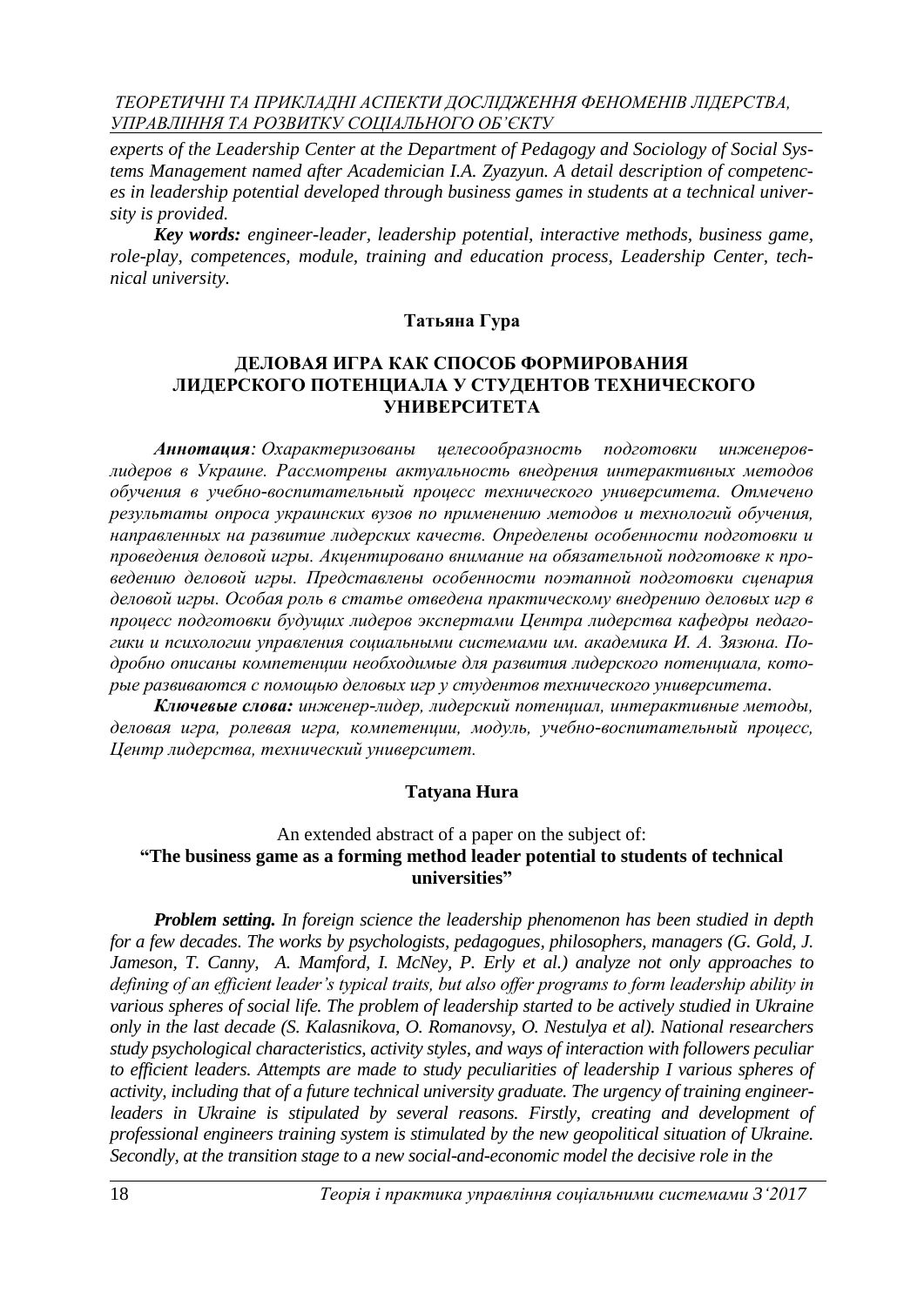*experts of the Leadership Center at the Department of Pedagogy and Sociology of Social Systems Management named after Academician I.A. Zyazyun. A detail description of competences in leadership potential developed through business games in students at a technical university is provided.*

***Key words:*** *engineer-leader, leadership potential, interactive methods, business game, role-play, competences, module, training and education process, Leadership Center, technical university.*

**Татьяна Гура**

**ДЕЛОВАЯ ИГРА КАК СПОСОБ ФОРМИРОВАНИЯ ЛИДЕРСКОГО ПОТЕНЦИАЛА У СТУДЕНТОВ ТЕХНИЧЕСКОГО УНИВЕРСИТЕТА**

***Аннотация****: Охарактеризованы целесообразность подготовки инженеров-лидеров в Украине. Рассмотрены актуальность внедрения интерактивных методов обучения в учебно-воспитательный процесс технического университета. Отмечено результаты опроса украинских вузов по применению методов и технологий обучения, направленных на развитие лидерских качеств. Определены особенности подготовки и проведения деловой игры. Акцентировано внимание на обязательной подготовке к проведению деловой игры. Представлены особенности поэтапной подготовки сценария деловой игры. Особая роль в статье отведена практическому внедрению деловых игр в процесс подготовки будущих лидеров экспертами Центра лидерства кафедры педагогики и психологии управления социальными системами им. академика И. А. Зязюна. Подробно описаны компетенции необходимые для развития лидерского потенциала, которые развиваются с помощью деловых игр у студентов технического университета.*

***Ключевые слова:*** *инженер-лидер, лидерский потенциал, интерактивные методы, деловая игра, ролевая игра, компетенции, модуль, учебно-воспитательный процесс, Центр лидерства, технический университет.*

**Tatyana Hura**

An extended abstract of a paper on the subject of:
**"The business game as a forming method leader potential to students of technical universities"**

***Problem setting.*** *In foreign science the leadership phenomenon has been studied in depth for a few decades. The works by psychologists, pedagogues, philosophers, managers (G. Gold, J. Jameson, T. Canny, A. Mamford, I. McNey, P. Erly et al.) analyze not only approaches to defining of an efficient leader's typical traits, but also offer programs to form leadership ability in various spheres of social life. The problem of leadership started to be actively studied in Ukraine only in the last decade (S. Kalasnikova, O. Romanovsy, O. Nestulya et al). National researchers study psychological characteristics, activity styles, and ways of interaction with followers peculiar to efficient leaders. Attempts are made to study peculiarities of leadership I various spheres of activity, including that of a future technical university graduate. The urgency of training engineer-leaders in Ukraine is stipulated by several reasons. Firstly, creating and development of professional engineers training system is stimulated by the new geopolitical situation of Ukraine. Secondly, at the transition stage to a new social-and-economic model the decisive role in the*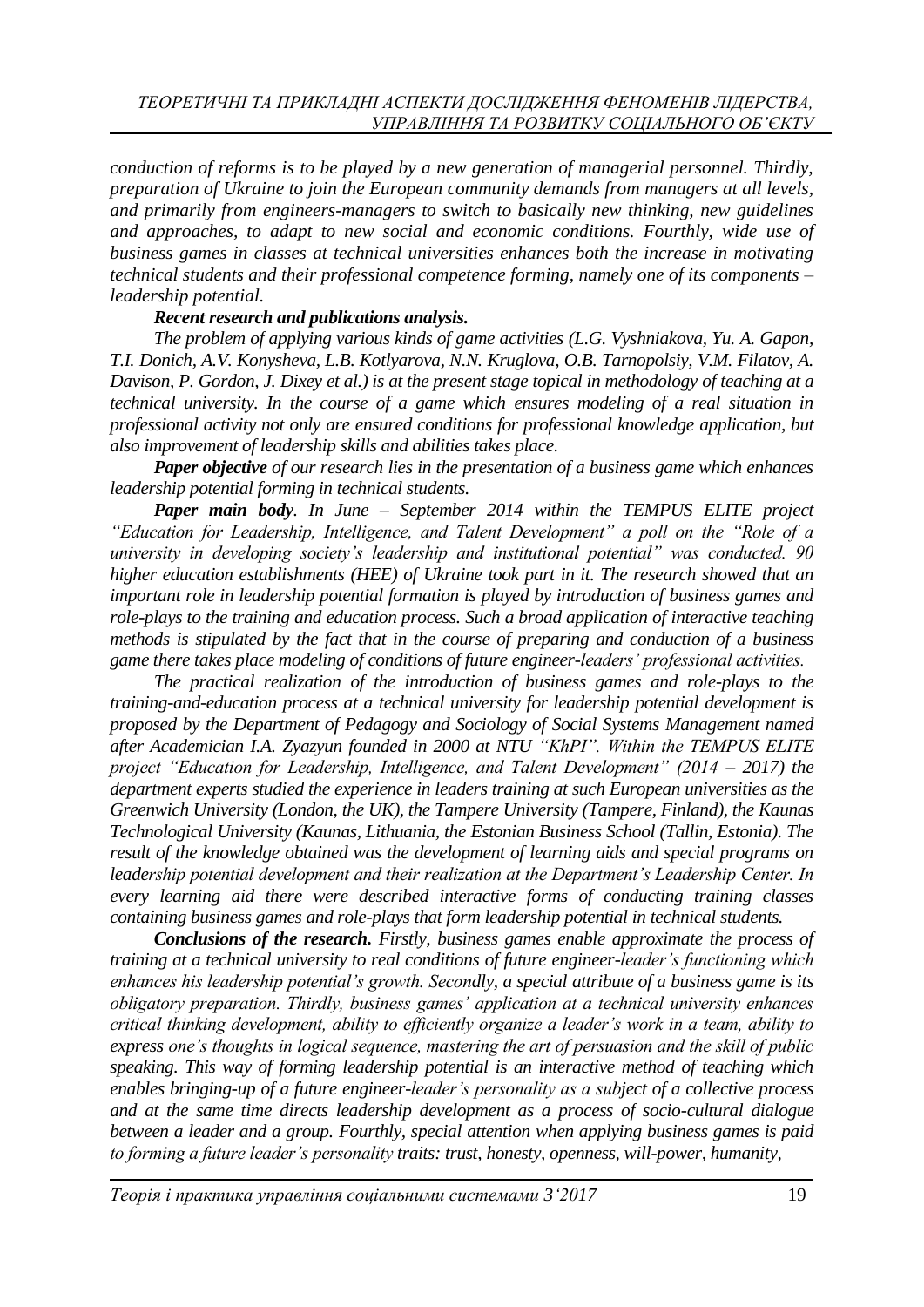*conduction of reforms is to be played by a new generation of managerial personnel. Thirdly, preparation of Ukraine to join the European community demands from managers at all levels, and primarily from engineers-managers to switch to basically new thinking, new guidelines and approaches, to adapt to new social and economic conditions. Fourthly, wide use of business games in classes at technical universities enhances both the increase in motivating technical students and their professional competence forming, namely one of its components – leadership potential.*

***Recent research and publications analysis.***

*The problem of applying various kinds of game activities (L.G. Vyshniakova, Yu. A. Gapon, T.I. Donich, A.V. Konysheva, L.B. Kotlyarova, N.N. Kruglova, O.B. Tarnopolsiy, V.M. Filatov, A. Davison, P. Gordon, J. Dixey et al.) is at the present stage topical in methodology of teaching at a technical university. In the course of a game which ensures modeling of a real situation in professional activity not only are ensured conditions for professional knowledge application, but also improvement of leadership skills and abilities takes place.*

***Paper objective*** *of our research lies in the presentation of a business game which enhances leadership potential forming in technical students.*

***Paper main body****. In June – September 2014 within the TEMPUS ELITE project "Education for Leadership, Intelligence, and Talent Development" a poll on the "Role of a university in developing society's leadership and institutional potential" was conducted. 90 higher education establishments (HEE) of Ukraine took part in it. The research showed that an important role in leadership potential formation is played by introduction of business games and role-plays to the training and education process. Such a broad application of interactive teaching methods is stipulated by the fact that in the course of preparing and conduction of a business game there takes place modeling of conditions of future engineer-leaders' professional activities.*

*The practical realization of the introduction of business games and role-plays to the training-and-education process at a technical university for leadership potential development is proposed by the Department of Pedagogy and Sociology of Social Systems Management named after Academician I.A. Zyazyun founded in 2000 at NTU "KhPI". Within the TEMPUS ELITE project "Education for Leadership, Intelligence, and Talent Development" (2014 – 2017) the department experts studied the experience in leaders training at such European universities as the Greenwich University (London, the UK), the Tampere University (Tampere, Finland), the Kaunas Technological University (Kaunas, Lithuania, the Estonian Business School (Tallin, Estonia). The result of the knowledge obtained was the development of learning aids and special programs on leadership potential development and their realization at the Department's Leadership Center. In every learning aid there were described interactive forms of conducting training classes containing business games and role-plays that form leadership potential in technical students.*

***Conclusions of the research.*** *Firstly, business games enable approximate the process of training at a technical university to real conditions of future engineer-leader's functioning which enhances his leadership potential's growth. Secondly, a special attribute of a business game is its obligatory preparation. Thirdly, business games' application at a technical university enhances critical thinking development, ability to efficiently organize a leader's work in a team, ability to express one's thoughts in logical sequence, mastering the art of persuasion and the skill of public speaking. This way of forming leadership potential is an interactive method of teaching which enables bringing-up of a future engineer-leader's personality as a subject of a collective process and at the same time directs leadership development as a process of socio-cultural dialogue between a leader and a group. Fourthly, special attention when applying business games is paid to forming a future leader's personality traits: trust, honesty, openness, will-power, humanity,*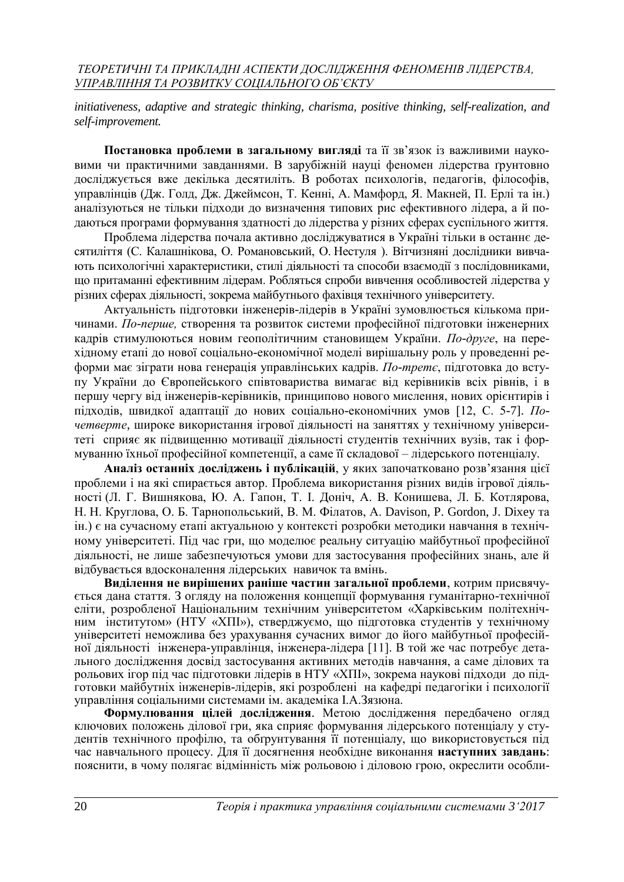*initiativeness, adaptive and strategic thinking, charisma, positive thinking, self-realization, and self-improvement.*

**Постановка проблеми в загальному вигляді** та її зв'язок із важливими науковими чи практичними завданнями. В зарубіжній науці феномен лідерства ґрунтовно досліджується вже декілька десятиліть. В роботах психологів, педагогів, філософів, управлінців (Дж. Голд, Дж. Джеймсон, Т. Кенні, А. Мамфорд, Я. Макней, П. Ерлі та ін.) аналізуються не тільки підходи до визначення типових рис ефективного лідера, а й подаються програми формування здатності до лідерства у різних сферах суспільного життя.

Проблема лідерства почала активно досліджуватися в Україні тільки в останнє десятиліття (С. Калашнікова, О. Романовський, О. Нестуля ). Вітчизняні дослідники вивчають психологічні характеристики, стилі діяльності та способи взаємодії з послідовниками, що притаманні ефективним лідерам. Робляться спроби вивчення особливостей лідерства у різних сферах діяльності, зокрема майбутнього фахівця технічного університету.

Актуальність підготовки інженерів-лідерів в Україні зумовлюється кількома причинами. *По-перше,* створення та розвиток системи професійної підготовки інженерних кадрів стимулюються новим геополітичним становищем України. *По-друге*, на перехідному етапі до нової соціально-економічної моделі вирішальну роль у проведенні реформи має зіграти нова генерація управлінських кадрів. *По-третє*, підготовка до вступу України до Європейського співтовариства вимагає від керівників всіх рівнів, і в першу чергу від інженерів-керівників, принципово нового мислення, нових орієнтирів і підходів, швидкої адаптації до нових соціально-економічних умов [12, С. 5-7]. *По-четверте*, широке використання ігрової діяльності на заняттях у технічному університеті сприяє як підвищенню мотивації діяльності студентів технічних вузів, так і формуванню їхньої професійної компетенції, а саме її складової – лідерського потенціалу.

**Аналіз останніх досліджень і публікацій**, у яких започатковано розв'язання цієї проблеми і на які спирається автор. Проблема використання різних видів ігрової діяльності (Л. Г. Вишнякова, Ю. А. Гапон, Т. І. Доніч, А. В. Конишева, Л. Б. Котлярова, Н. Н. Круглова, О. Б. Тарнопольський, В. М. Філатов, A. Davison, P. Gordon, J. Dixey та ін.) є на сучасному етапі актуальною у контексті розробки методики навчання в технічному університеті. Під час гри, що моделює реальну ситуацію майбутньої професійної діяльності, не лише забезпечуються умови для застосування професійних знань, але й відбувається вдосконалення лідерських навичок та вмінь.

**Виділення не вирішених раніше частин загальної проблеми**, котрим присвячується дана стаття. З огляду на положення концепції формування гуманітарно-технічної еліти, розробленої Національним технічним університетом «Харківським політехнічним інститутом» (НТУ «ХПІ»), стверджуємо, що підготовка студентів у технічному університеті неможлива без урахування сучасних вимог до його майбутньої професійної діяльності інженера-управлінця, інженера-лідера [11]. В той же час потребує детального дослідження досвід застосування активних методів навчання, а саме ділових та рольових ігор під час підготовки лідерів в НТУ «ХПІ», зокрема наукові підходи до підготовки майбутніх інженерів-лідерів, які розроблені на кафедрі педагогіки і психології управління соціальними системами ім. академіка І.А.Зязюна.

**Формулювання цілей дослідження**. Метою дослідження передбачено огляд ключових положень ділової гри, яка сприяє формування лідерського потенціалу у студентів технічного профілю, та обґрунтування її потенціалу, що використовується під час навчального процесу. Для її досягнення необхідне виконання **наступних завдань**: пояснити, в чому полягає відмінність між рольовою і діловою грою, окреслити особли-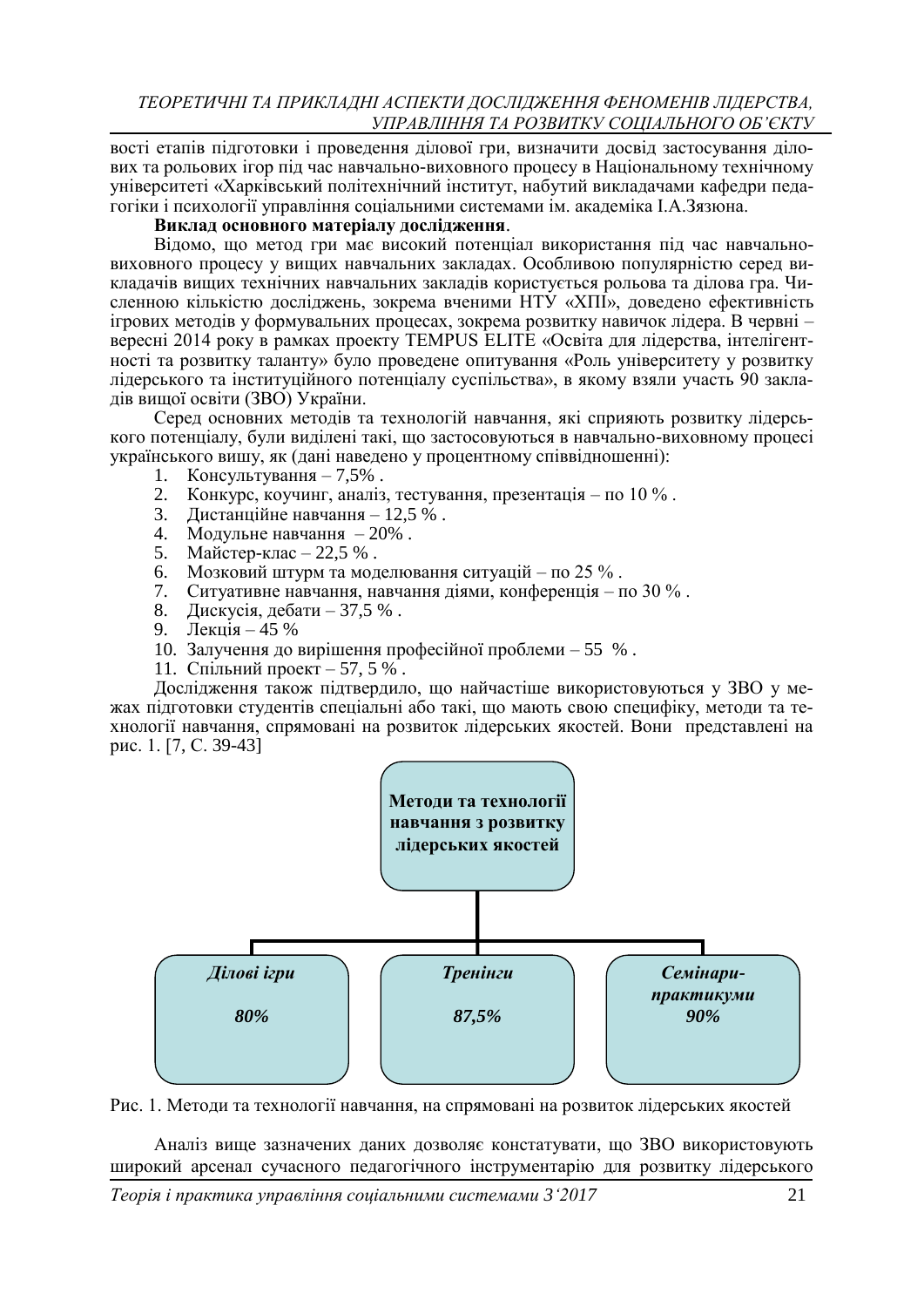вості етапів підготовки і проведення ділової гри, визначити досвід застосування ділових та рольових ігор під час навчально-виховного процесу в Національному технічному університеті «Харківський політехнічний інститут, набутий викладачами кафедри педагогіки і психології управління соціальними системами ім. академіка І.А.Зязюна.

**Виклад основного матеріалу дослідження**.

Відомо, що метод гри має високий потенціал використання під час навчально-виховного процесу у вищих навчальних закладах. Особливою популярністю серед викладачів вищих технічних навчальних закладів користується рольова та ділова гра. Численною кількістю досліджень, зокрема вченими НТУ «ХПІ», доведено ефективність ігрових методів у формувальних процесах, зокрема розвитку навичок лідера. В червні – вересні 2014 року в рамках проекту TEMPUS ELITE «Освіта для лідерства, інтелігентності та розвитку таланту» було проведене опитування «Роль університету у розвитку лідерського та інституційного потенціалу суспільства», в якому взяли участь 90 закладів вищої освіти (ЗВО) України.

Серед основних методів та технологій навчання, які сприяють розвитку лідерського потенціалу, були виділені такі, що застосовуються в навчально-виховному процесі українського вишу, як (дані наведено у процентному співвідношенні):

1. Консультування – 7,5% .
2. Конкурс, коучинг, аналіз, тестування, презентація – по 10 % .
3. Дистанційне навчання – 12,5 % .
4. Модульне навчання – 20% .
5. Майстер-клас – 22,5 % .
6. Мозковий штурм та моделювання ситуацій – по 25 % .
7. Ситуативне навчання, навчання діями, конференція – по 30 % .
8. Дискусія, дебати – 37,5 % .
9. Лекція – 45 %
10. Залучення до вирішення професійної проблеми – 55 % .
11. Спільний проект – 57, 5 % .

Дослідження також підтвердило, що найчастіше використовуються у ЗВО у межах підготовки студентів спеціальні або такі, що мають свою специфіку, методи та технології навчання, спрямовані на розвиток лідерських якостей. Вони представлені на рис. 1. [7, С. 39-43]

**Методи та технології навчання з розвитку лідерських якостей**

***Ділові ігри***
***80%***

***Тренінги***
***87,5%***

***Семінари-практикуми***
***90%***

Рис. 1. Методи та технології навчання, на спрямовані на розвиток лідерських якостей

Аналіз вище зазначених даних дозволяє констатувати, що ЗВО використовують широкий арсенал сучасного педагогічного інструментарію для розвитку лідерського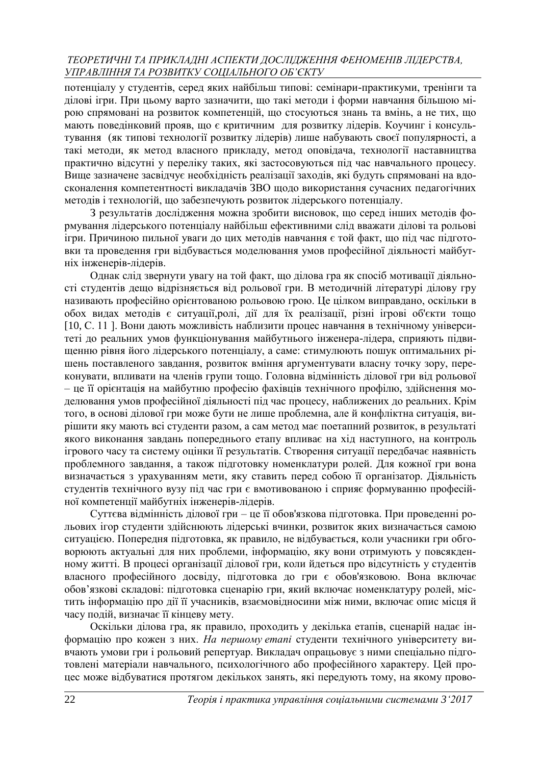потенціалу у студентів, серед яких найбільш типові: семінари-практикуми, тренінги та ділові ігри. При цьому варто зазначити, що такі методи і форми навчання більшою мірою спрямовані на розвиток компетенцій, що стосуються знань та вмінь, а не тих, що мають поведінковий прояв, що є критичним для розвитку лідерів. Коучинг і консультування (як типові технології розвитку лідерів) лише набувають своєї популярності, а такі методи, як метод власного прикладу, метод оповідача, технології наставництва практично відсутні у переліку таких, які застосовуються під час навчального процесу. Вище зазначене засвідчує необхідність реалізації заходів, які будуть спрямовані на вдосконалення компетентності викладачів ЗВО щодо використання сучасних педагогічних методів і технологій, що забезпечують розвиток лідерського потенціалу.

З результатів дослідження можна зробити висновок, що серед інших методів формування лідерського потенціалу найбільш ефективними слід вважати ділові та рольові ігри. Причиною пильної уваги до цих методів навчання є той факт, що під час підготовки та проведення гри відбувається моделювання умов професійної діяльності майбутніх інженерів-лідерів.

Однак слід звернути увагу на той факт, що ділова гра як спосіб мотивації діяльності студентів дещо відрізняється від рольової гри. В методичній літературі ділову гру називають професійно орієнтованою рольовою грою. Це цілком виправдано, оскільки в обох видах методів є ситуації,ролі, дії для їх реалізації, різні ігрові об'єкти тощо [10, С. 11 ]. Вони дають можливість наблизити процес навчання в технічному університеті до реальних умов функціонування майбутнього інженера-лідера, сприяють підвищенню рівня його лідерського потенціалу, а саме: стимулюють пошук оптимальних рішень поставленого завдання, розвиток вміння аргументувати власну точку зору, переконувати, впливати на членів групи тощо. Головна відмінність ділової гри від рольової – це її орієнтація на майбутню професію фахівців технічного профілю, здійснення моделювання умов професійної діяльності під час процесу, наближених до реальних. Крім того, в основі ділової гри може бути не лише проблемна, але й конфліктна ситуація, вирішити яку мають всі студенти разом, а сам метод має поетапний розвиток, в результаті якого виконання завдань попереднього етапу впливає на хід наступного, на контроль ігрового часу та систему оцінки її результатів. Створення ситуації передбачає наявність проблемного завдання, а також підготовку номенклатури ролей. Для кожної гри вона визначається з урахуванням мети, яку ставить перед собою її організатор. Діяльність студентів технічного вузу під час гри є вмотивованою і сприяє формуванню професійної компетенції майбутніх інженерів-лідерів.

Суттєва відмінність ділової гри – це її обов'язкова підготовка. При проведенні рольових ігор студенти здійснюють лідерські вчинки, розвиток яких визначається самою ситуацією. Попередня підготовка, як правило, не відбувається, коли учасники гри обговорюють актуальні для них проблеми, інформацію, яку вони отримують у повсякденному житті. В процесі організації ділової гри, коли йдеться про відсутність у студентів власного професійного досвіду, підготовка до гри є обов'язковою. Вона включає обов'язкові складові: підготовка сценарію гри, який включає номенклатуру ролей, містить інформацію про дії її учасників, взаємовідносини між ними, включає опис місця й часу подій, визначає її кінцеву мету.

Оскільки ділова гра, як правило, проходить у декілька етапів, сценарій надає інформацію про кожен з них. *На першому етапі* студенти технічного університету вивчають умови гри і рольовий репертуар. Викладач опрацьовує з ними спеціально підготовлені матеріали навчального, психологічного або професійного характеру. Цей процес може відбуватися протягом декількох занять, які передують тому, на якому прово-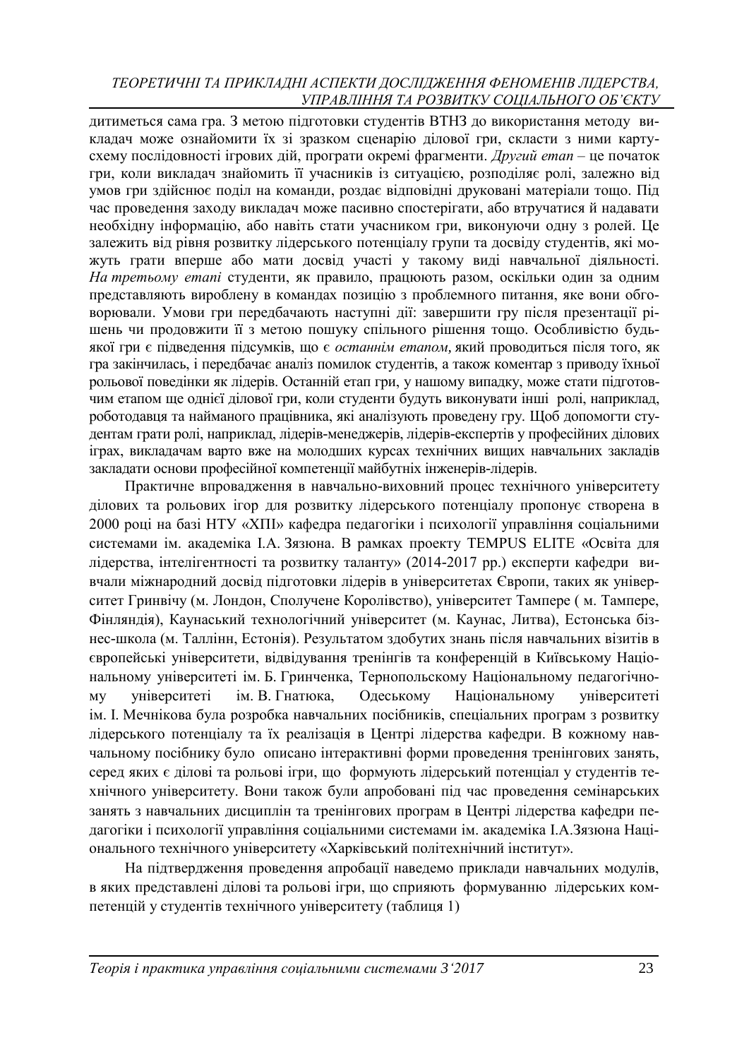дитиметься сама гра. З метою підготовки студентів ВТНЗ до використання методу викладач може ознайомити їх зі зразком сценарію ділової гри, скласти з ними карту-схему послідовності ігрових дій, програти окремі фрагменти. *Другий етап* – це початок гри, коли викладач знайомить її учасників із ситуацією, розподіляє ролі, залежно від умов гри здійснює поділ на команди, роздає відповідні друковані матеріали тощо. Під час проведення заходу викладач може пасивно спостерігати, або втручатися й надавати необхідну інформацію, або навіть стати учасником гри, виконуючи одну з ролей. Це залежить від рівня розвитку лідерського потенціалу групи та досвіду студентів, які можуть грати вперше або мати досвід участі у такому виді навчальної діяльності. *На третьому етапі* студенти, як правило, працюють разом, оскільки один за одним представляють вироблену в командах позицію з проблемного питання, яке вони обговорювали. Умови гри передбачають наступні дії: завершити гру після презентації рішень чи продовжити її з метою пошуку спільного рішення тощо. Особливістю будь-якої гри є підведення підсумків, що є *останнім етапом,* який проводиться після того, як гра закінчилась, і передбачає аналіз помилок студентів, а також коментар з приводу їхньої рольової поведінки як лідерів. Останній етап гри, у нашому випадку, може стати підготовчим етапом ще однієї ділової гри, коли студенти будуть виконувати інші ролі, наприклад, роботодавця та найманого працівника, які аналізують проведену гру. Щоб допомогти студентам грати ролі, наприклад, лідерів-менеджерів, лідерів-експертів у професійних ділових іграх, викладачам варто вже на молодших курсах технічних вищих навчальних закладів закладати основи професійної компетенції майбутніх інженерів-лідерів.

Практичне впровадження в навчально-виховний процес технічного університету ділових та рольових ігор для розвитку лідерського потенціалу пропонує створена в 2000 році на базі НТУ «ХПІ» кафедра педагогіки і психології управління соціальними системами ім. академіка І.А. Зязюна. В рамках проекту TEMPUS ELITE «Освіта для лідерства, інтелігентності та розвитку таланту» (2014-2017 рр.) експерти кафедри вивчали міжнародний досвід підготовки лідерів в університетах Європи, таких як університет Гринвічу (м. Лондон, Сполучене Королівство), університет Тампере ( м. Тампере, Фінляндія), Каунаський технологічний університет (м. Каунас, Литва), Естонська бізнес-школа (м. Таллінн, Естонія). Результатом здобутих знань після навчальних візитів в європейські університети, відвідування тренінгів та конференцій в Київському Національному університеті ім. Б. Гринченка, Тернопольському Національному педагогічному університеті ім. В. Гнатюка, Одеському Національному університеті ім. І. Мечнікова була розробка навчальних посібників, спеціальних програм з розвитку лідерського потенціалу та їх реалізація в Центрі лідерства кафедри. В кожному навчальному посібнику було описано інтерактивні форми проведення тренінгових занять, серед яких є ділові та рольові ігри, що формують лідерський потенціал у студентів технічного університету. Вони також були апробовані під час проведення семінарських занять з навчальних дисциплін та тренінгових програм в Центрі лідерства кафедри педагогіки і психології управління соціальними системами ім. академіка І.А.Зязюна Національного технічного університету «Харківський політехнічний інститут».

На підтвердження проведення апробації наведемо приклади навчальних модулів, в яких представлені ділові та рольові ігри, що сприяють формуванню лідерських компетенцій у студентів технічного університету (таблиця 1)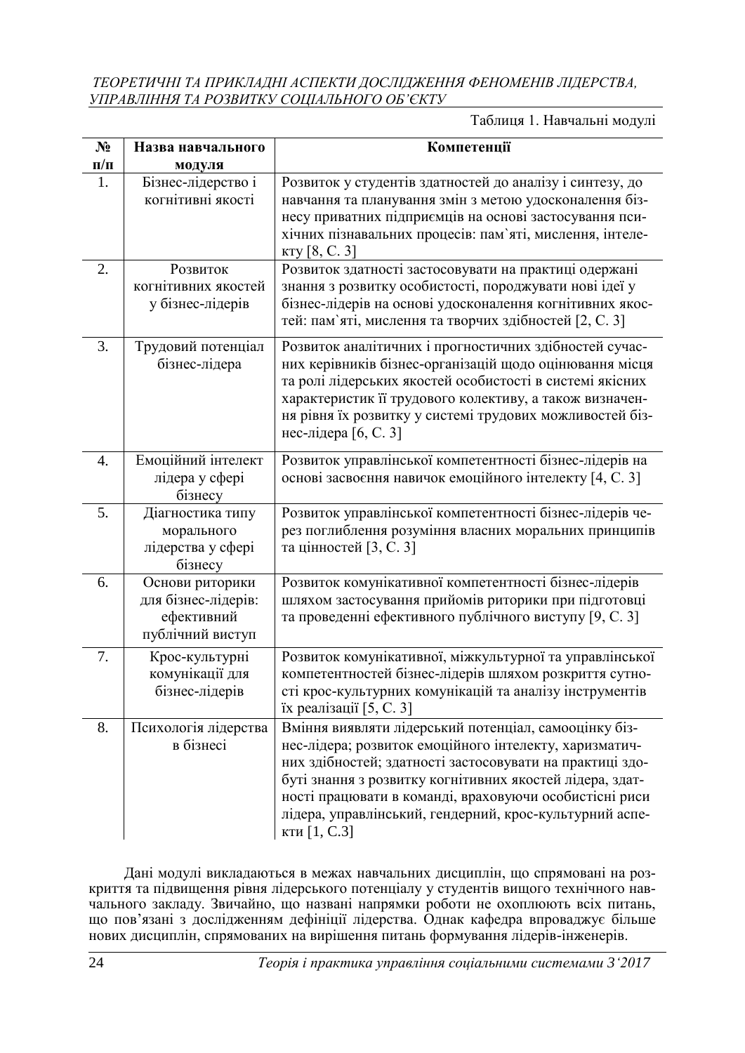Таблиця 1. Навчальні модулі

| № п/п | Назва навчального модуля | Компетенції |
|---|---|---|
| 1. | Бізнес-лідерство і когнітивні якості | Розвиток у студентів здатностей до аналізу і синтезу, до навчання та планування змін з метою удосконалення бізнесу приватних підприємців на основі застосування психічних пізнавальних процесів: пам`яті, мислення, інтелекту [8, С. 3] |
| 2. | Розвиток когнітивних якостей у бізнес-лідерів | Розвиток здатності застосовувати на практиці одержані знання з розвитку особистості, породжувати нові ідеї у бізнес-лідерів на основі удосконалення когнітивних якостей: пам`яті, мислення та творчих здібностей [2, С. 3] |
| 3. | Трудовий потенціал бізнес-лідера | Розвиток аналітичних і прогностичних здібностей сучасних керівників бізнес-організацій щодо оцінювання місця та ролі лідерських якостей особистості в системі якісних характеристик її трудового колективу, а також визначення рівня їх розвитку у системі трудових можливостей бізнес-лідера [6, С. 3] |
| 4. | Емоційний інтелект лідера у сфері бізнесу | Розвиток управлінської компетентності бізнес-лідерів на основі засвоєння навичок емоційного інтелекту [4, С. 3] |
| 5. | Діагностика типу морального лідерства у сфері бізнесу | Розвиток управлінської компетентності бізнес-лідерів через поглиблення розуміння власних моральних принципів та цінностей [3, С. 3] |
| 6. | Основи риторики для бізнес-лідерів: ефективний публічний виступ | Розвиток комунікативної компетентності бізнес-лідерів шляхом застосування прийомів риторики при підготовці та проведенні ефективного публічного виступу [9, С. 3] |
| 7. | Крос-культурні комунікації для бізнес-лідерів | Розвиток комунікативної, міжкультурної та управлінської компетентностей бізнес-лідерів шляхом розкриття сутності крос-культурних комунікацій та аналізу інструментів їх реалізації [5, С. 3] |
| 8. | Психологія лідерства в бізнесі | Вміння виявляти лідерський потенціал, самооцінку бізнес-лідера; розвиток емоційного інтелекту, харизматичних здібностей; здатності застосовувати на практиці здобуті знання з розвитку когнітивних якостей лідера, здатності працювати в команді, враховуючи особистісні риси лідера, управлінський, гендерний, крос-культурний аспекти [1, С.3] |

Дані модулі викладаються в межах навчальних дисциплін, що спрямовані на розкриття та підвищення рівня лідерського потенціалу у студентів вищого технічного навчального закладу. Звичайно, що названі напрямки роботи не охоплюють всіх питань, що пов'язані з дослідженням дефініції лідерства. Однак кафедра впроваджує більше нових дисциплін, спрямованих на вирішення питань формування лідерів-інженерів.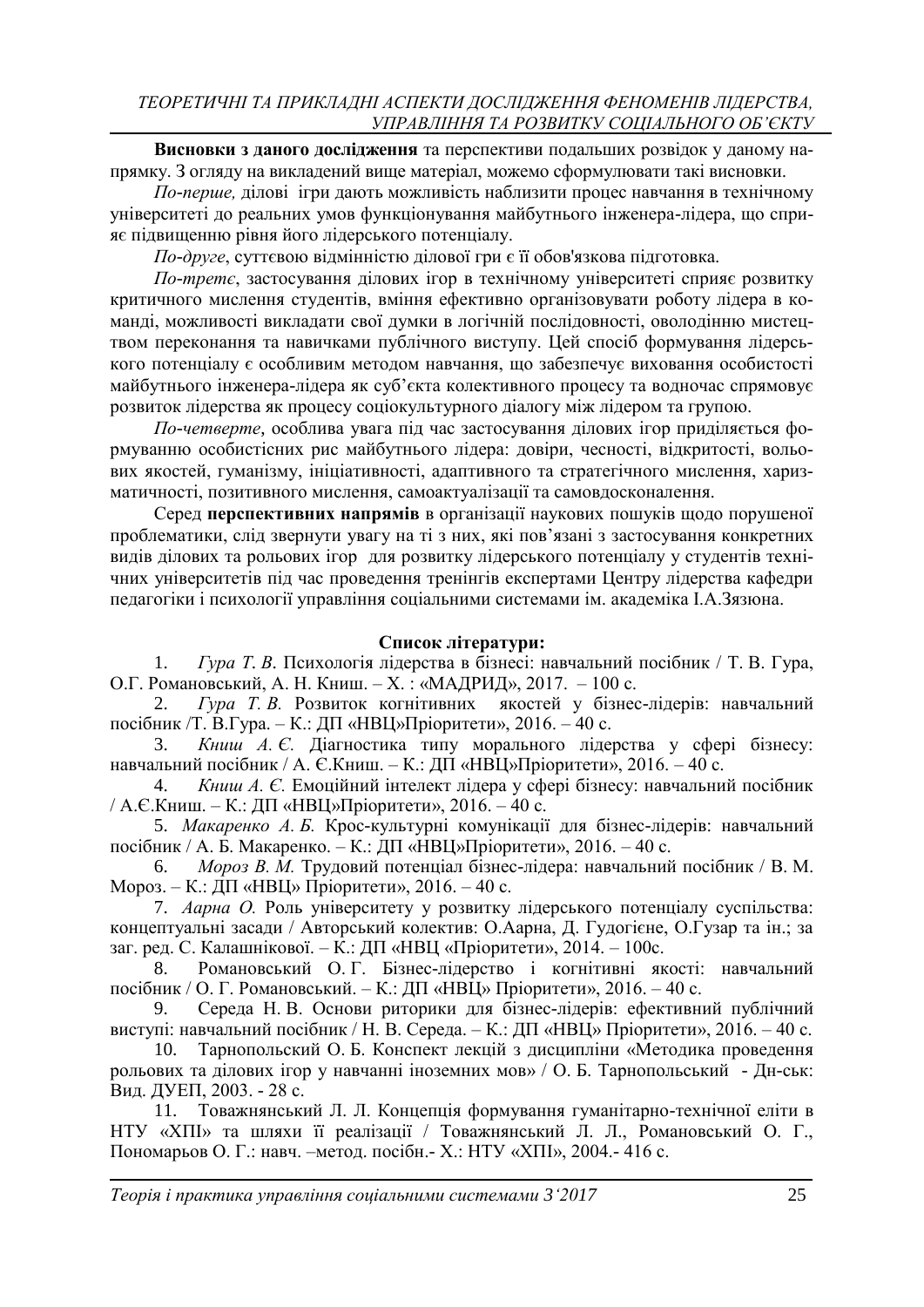**Висновки з даного дослідження** та перспективи подальших розвідок у даному напрямку. З огляду на викладений вище матеріал, можемо сформулювати такі висновки.

*По-перше,* ділові ігри дають можливість наблизити процес навчання в технічному університеті до реальних умов функціонування майбутнього інженера-лідера, що сприяє підвищенню рівня його лідерського потенціалу.

*По-друге*, суттєвою відмінністю ділової гри є її обов'язкова підготовка.

*По-третє*, застосування ділових ігор в технічному університеті сприяє розвитку критичного мислення студентів, вміння ефективно організовувати роботу лідера в команді, можливості викладати свої думки в логічній послідовності, оволодінню мистецтвом переконання та навичками публічного виступу. Цей спосіб формування лідерського потенціалу є особливим методом навчання, що забезпечує виховання особистості майбутнього інженера-лідера як суб'єкта колективного процесу та водночас спрямовує розвиток лідерства як процесу соціокультурного діалогу між лідером та групою.

*По-четверте*, особлива увага під час застосування ділових ігор приділяється формуванню особистісних рис майбутнього лідера: довіри, чесності, відкритості, вольових якостей, гуманізму, ініціативності, адаптивного та стратегічного мислення, харизматичності, позитивного мислення, самоактуалізації та самовдосконалення.

Серед **перспективних напрямів** в організації наукових пошуків щодо порушеної проблематики, слід звернути увагу на ті з них, які пов'язані з застосування конкретних видів ділових та рольових ігор для розвитку лідерського потенціалу у студентів технічних університетів під час проведення тренінгів експертами Центру лідерства кафедри педагогіки і психології управління соціальними системами ім. академіка І.А.Зязюна.

**Список літератури:**

1. *Гура Т. В.* Психологія лідерства в бізнесі: навчальний посібник / Т. В. Гура, О.Г. Романовський, А. Н. Книш. – Х. : «МАДРИД», 2017. – 100 с.
2. *Гура Т. В.* Розвиток когнітивних якостей у бізнес-лідерів: навчальний посібник /Т. В.Гура. – К.: ДП «НВЦ»Пріоритети», 2016. – 40 с.
3. *Книш А. Є.* Діагностика типу морального лідерства у сфері бізнесу: навчальний посібник / А. Є.Книш. – К.: ДП «НВЦ»Пріоритети», 2016. – 40 с.
4. *Книш А. Є.* Емоційний інтелект лідера у сфері бізнесу: навчальний посібник / А.Є.Книш. – К.: ДП «НВЦ»Пріоритети», 2016. – 40 с.
5. *Макаренко А. Б.* Крос-культурні комунікації для бізнес-лідерів: навчальний посібник / А. Б. Макаренко. – К.: ДП «НВЦ»Пріоритети», 2016. – 40 с.
6. *Мороз В. М.* Трудовий потенціал бізнес-лідера: навчальний посібник / В. М. Мороз. – К.: ДП «НВЦ» Пріоритети», 2016. – 40 с.
7. *Аарна О.* Роль університету у розвитку лідерського потенціалу суспільства: концептуальні засади / Авторський колектив: О.Аарна, Д. Гудогієне, О.Гузар та ін.; за заг. ред. С. Калашнікової. – К.: ДП «НВЦ «Пріоритети», 2014. – 100с.
8. Романовський О. Г. Бізнес-лідерство і когнітивні якості: навчальний посібник / О. Г. Романовський. – К.: ДП «НВЦ» Пріоритети», 2016. – 40 с.
9. Середа Н. В. Основи риторики для бізнес-лідерів: ефективний публічний виступі: навчальний посібник / Н. В. Середа. – К.: ДП «НВЦ» Пріоритети», 2016. – 40 с.
10. Тарнопольський О. Б. Конспект лекцій з дисципліни «Методика проведення рольових та ділових ігор у навчанні іноземних мов» / О. Б. Тарнопольський - Дн-ськ: Вид. ДУЕП, 2003. - 28 с.
11. Товажнянський Л. Л. Концепція формування гуманітарно-технічної еліти в НТУ «ХПІ» та шляхи її реалізації / Товажнянський Л. Л., Романовський О. Г., Пономарьов О. Г.: навч. –метод. посібн.- Х.: НТУ «ХПІ», 2004.- 416 с.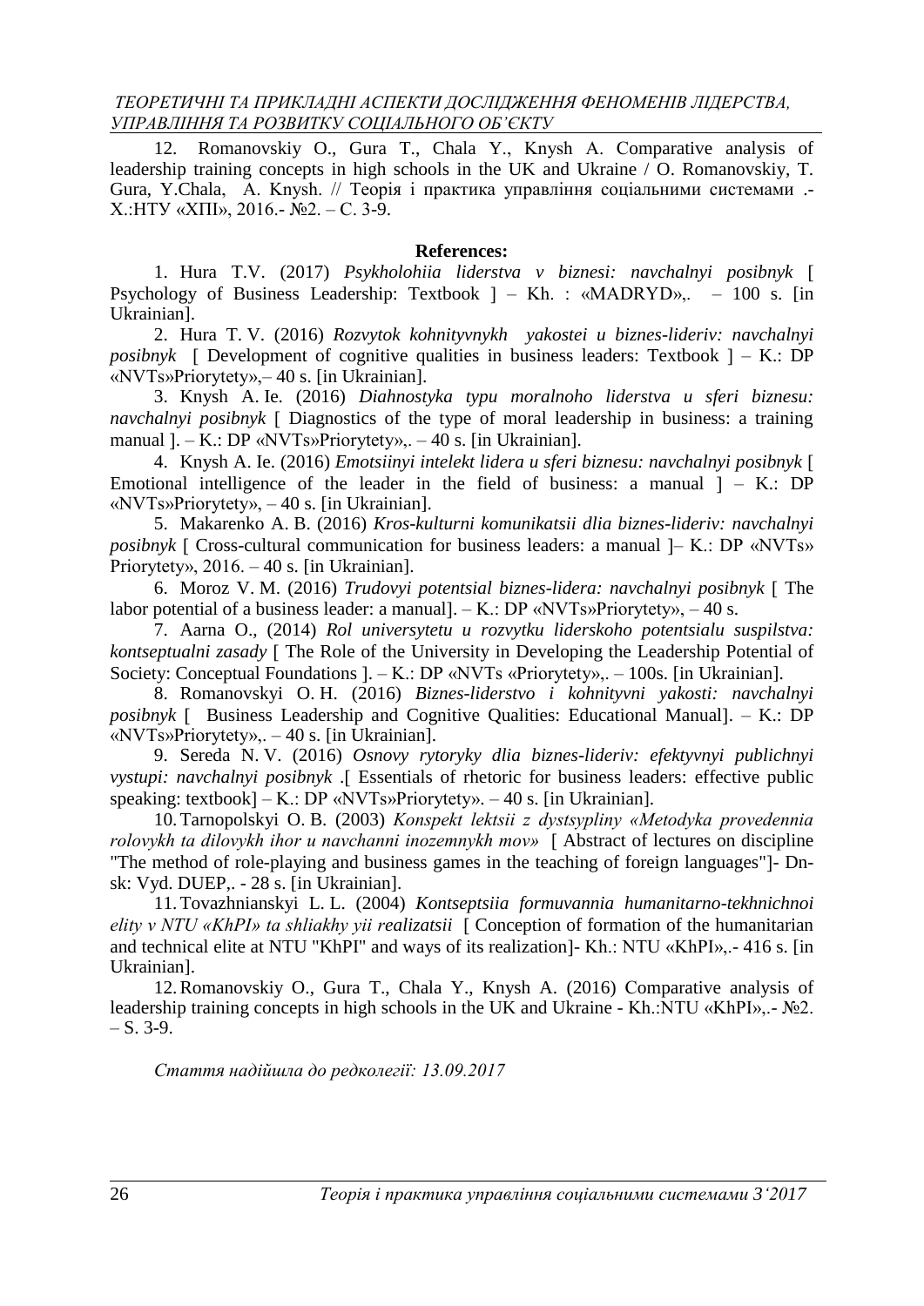12. Romanovskiy O., Gura T., Chala Y., Knysh A. Comparative analysis of leadership training concepts in high schools in the UK and Ukraine / O. Romanovskiy, T. Gura, Y.Chala, A. Knysh. // Теорія і практика управління соціальними системами .- Х.:НТУ «ХПІ», 2016.- №2. – С. 3-9.

**References:**

1. Hura T.V. (2017) *Psykholohiia liderstva v biznesi: navchalnyi posibnyk* [ Psychology of Business Leadership: Textbook ] – Kh. : «MADRYD»,. – 100 s. [in Ukrainian].

2. Hura T. V. (2016) *Rozvytok kohnityvnykh yakostei u biznes-lideriv: navchalnyi posibnyk* [ Development of cognitive qualities in business leaders: Textbook ] – K.: DP «NVTs»Priorytety»,– 40 s. [in Ukrainian].

3. Knysh A. Ie. (2016) *Diahnostyka typu moralnoho liderstva u sferi biznesu: navchalnyi posibnyk* [ Diagnostics of the type of moral leadership in business: a training manual ]. – K.: DP «NVTs»Priorytety»,. – 40 s. [in Ukrainian].

4. Knysh A. Ie. (2016) *Emotsiinyi intelekt lidera u sferi biznesu: navchalnyi posibnyk* [ Emotional intelligence of the leader in the field of business: a manual ] – K.: DP «NVTs»Priorytety», – 40 s. [in Ukrainian].

5. Makarenko A. B. (2016) *Kros-kulturni komunikatsii dlia biznes-lideriv: navchalnyi posibnyk* [ Cross-cultural communication for business leaders: a manual ]– K.: DP «NVTs» Priorytety», 2016. – 40 s. [in Ukrainian].

6. Moroz V. M. (2016) *Trudovyi potentsial biznes-lidera: navchalnyi posibnyk* [ The labor potential of a business leader: a manual]. – K.: DP «NVTs»Priorytety», – 40 s.

7. Aarna O., (2014) *Rol universytetu u rozvytku liderskoho potentsialu suspilstva: kontseptualni zasady* [ The Role of the University in Developing the Leadership Potential of Society: Conceptual Foundations ]. – K.: DP «NVTs «Priorytety»,. – 100s. [in Ukrainian].

8. Romanovskyi O. H. (2016) *Biznes-liderstvo i kohnityvni yakosti: navchalnyi posibnyk* [ Business Leadership and Cognitive Qualities: Educational Manual]. – K.: DP «NVTs»Priorytety»,. – 40 s. [in Ukrainian].

9. Sereda N. V. (2016) *Osnovy rytoryky dlia biznes-lideriv: efektyvnyi publichnyi vystupi: navchalnyi posibnyk* .[ Essentials of rhetoric for business leaders: effective public speaking: textbook] – K.: DP «NVTs»Priorytety». – 40 s. [in Ukrainian].

10. Tarnopolskyi O. B. (2003) *Konspekt lektsii z dystsypliny «Metodyka provedennia rolovykh ta dilovykh ihor u navchanni inozemnykh mov»* [ Abstract of lectures on discipline "The method of role-playing and business games in the teaching of foreign languages"]- Dn-sk: Vyd. DUEP,. - 28 s. [in Ukrainian].

11. Tovazhnianskyi L. L. (2004) *Kontseptsiia formuvannia humanitarno-tekhnichnoi elity v NTU «KhPI» ta shliakhy yii realizatsii* [ Conception of formation of the humanitarian and technical elite at NTU "KhPI" and ways of its realization]- Kh.: NTU «KhPI»,.- 416 s. [in Ukrainian].

12. Romanovskiy O., Gura T., Chala Y., Knysh A. (2016) Comparative analysis of leadership training concepts in high schools in the UK and Ukraine - Kh.:NTU «KhPI»,.- №2. – S. 3-9.

*Стаття надійшла до редколегії: 13.09.2017*